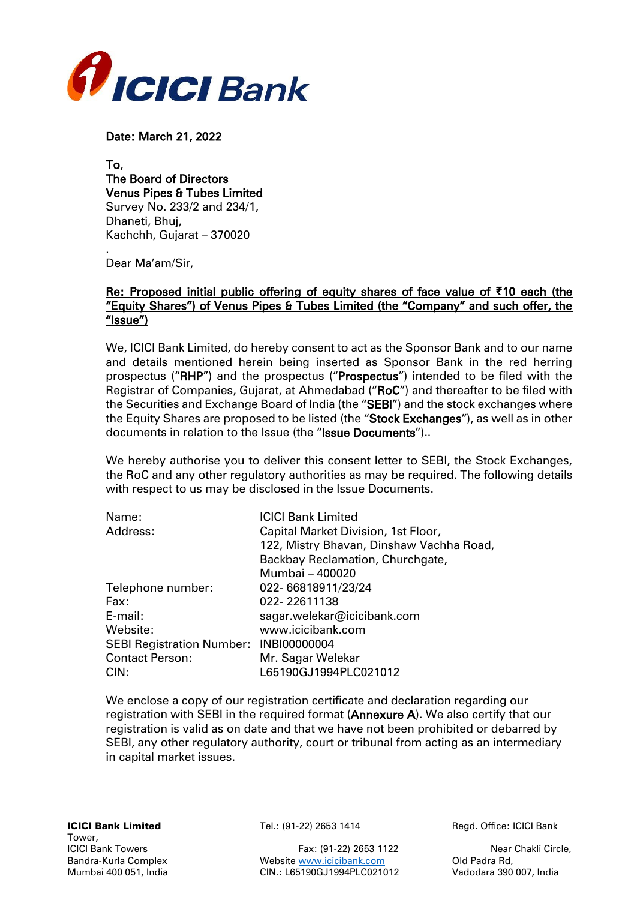**ICICI Bank**

**Date: March 21, 2022**

**To,**
**The Board of Directors**
**Venus Pipes & Tubes Limited**
Survey No. 233/2 and 234/1,
Dhaneti, Bhuj,
Kachchh, Gujarat – 370020

Dear Ma'am/Sir,

**Re: Proposed initial public offering of equity shares of face value of ₹10 each (the "Equity Shares") of Venus Pipes & Tubes Limited (the "Company" and such offer, the "Issue")**

We, ICICI Bank Limited, do hereby consent to act as the Sponsor Bank and to our name and details mentioned herein being inserted as Sponsor Bank in the red herring prospectus ("**RHP**") and the prospectus ("**Prospectus**") intended to be filed with the Registrar of Companies, Gujarat, at Ahmedabad ("**RoC**") and thereafter to be filed with the Securities and Exchange Board of India (the "**SEBI**") and the stock exchanges where the Equity Shares are proposed to be listed (the "**Stock Exchanges**"), as well as in other documents in relation to the Issue (the "**Issue Documents**")..

We hereby authorise you to deliver this consent letter to SEBI, the Stock Exchanges, the RoC and any other regulatory authorities as may be required. The following details with respect to us may be disclosed in the Issue Documents.

| | |
|---|---|
| Name: | ICICI Bank Limited |
| Address: | Capital Market Division, 1st Floor, 122, Mistry Bhavan, Dinshaw Vachha Road, Backbay Reclamation, Churchgate, Mumbai – 400020 |
| Telephone number: | 022- 66818911/23/24 |
| Fax: | 022- 22611138 |
| E-mail: | sagar.welekar@icicibank.com |
| Website: | www.icicibank.com |
| SEBI Registration Number: | INBI00000004 |
| Contact Person: | Mr. Sagar Welekar |
| CIN: | L65190GJ1994PLC021012 |

We enclose a copy of our registration certificate and declaration regarding our registration with SEBI in the required format (**Annexure A**). We also certify that our registration is valid as on date and that we have not been prohibited or debarred by SEBI, any other regulatory authority, court or tribunal from acting as an intermediary in capital market issues.

**ICICI Bank Limited**
ICICI Bank Towers
Bandra-Kurla Complex
Mumbai 400 051, India

Tel.: (91-22) 2653 1414
Fax: (91-22) 2653 1122
Website www.icicibank.com
CIN.: L65190GJ1994PLC021012

Regd. Office: ICICI Bank Tower,
Near Chakli Circle,
Old Padra Rd,
Vadodara 390 007, India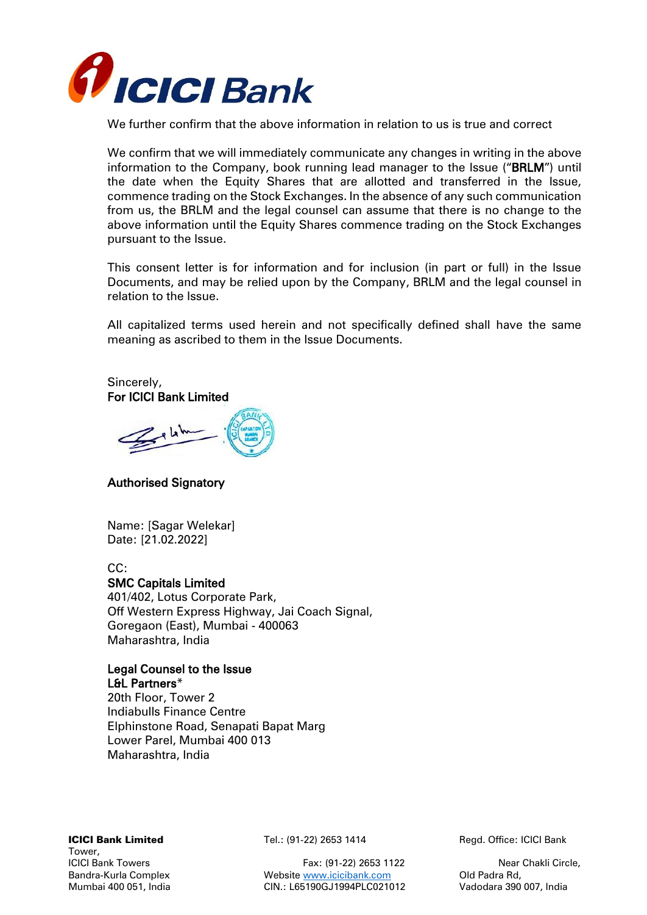We further confirm that the above information in relation to us is true and correct

We confirm that we will immediately communicate any changes in writing in the above information to the Company, book running lead manager to the Issue ("**BRLM**") until the date when the Equity Shares that are allotted and transferred in the Issue, commence trading on the Stock Exchanges. In the absence of any such communication from us, the BRLM and the legal counsel can assume that there is no change to the above information until the Equity Shares commence trading on the Stock Exchanges pursuant to the Issue.

This consent letter is for information and for inclusion (in part or full) in the Issue Documents, and may be relied upon by the Company, BRLM and the legal counsel in relation to the Issue.

All capitalized terms used herein and not specifically defined shall have the same meaning as ascribed to them in the Issue Documents.

Sincerely,
**For ICICI Bank Limited**

**Authorised Signatory**

Name: [Sagar Welekar]
Date: [21.02.2022]

CC:
**SMC Capitals Limited**
401/402, Lotus Corporate Park,
Off Western Express Highway, Jai Coach Signal,
Goregaon (East), Mumbai - 400063
Maharashtra, India

**Legal Counsel to the Issue**
**L&L Partners***
20th Floor, Tower 2
Indiabulls Finance Centre
Elphinstone Road, Senapati Bapat Marg
Lower Parel, Mumbai 400 013
Maharashtra, India

**ICICI Bank Limited**
ICICI Bank Towers
Bandra-Kurla Complex
Mumbai 400 051, India

Tel.: (91-22) 2653 1414
Fax: (91-22) 2653 1122
Website www.icicibank.com
CIN.: L65190GJ1994PLC021012

Regd. Office: ICICI Bank Tower,
Near Chakli Circle,
Old Padra Rd,
Vadodara 390 007, India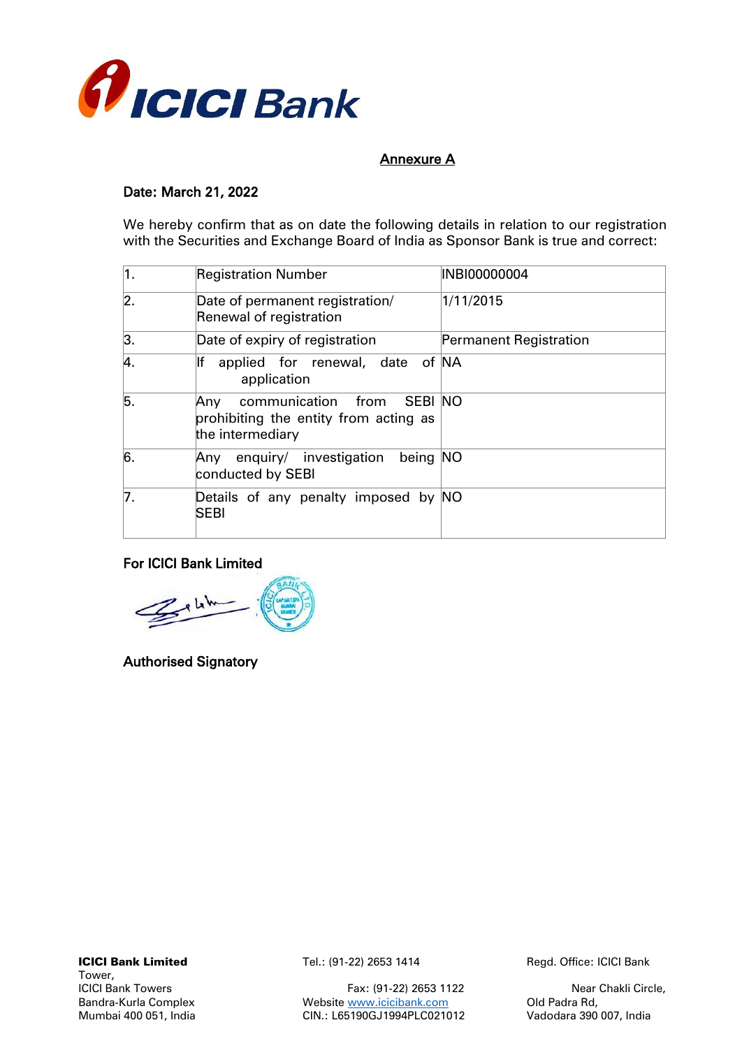## Annexure A

**Date: March 21, 2022**

We hereby confirm that as on date the following details in relation to our registration with the Securities and Exchange Board of India as Sponsor Bank is true and correct:

| | | |
|---|---|---|
| 1. | Registration Number | INBI00000004 |
| 2. | Date of permanent registration/ Renewal of registration | 1/11/2015 |
| 3. | Date of expiry of registration | Permanent Registration |
| 4. | If applied for renewal, date of application | NA |
| 5. | Any communication from SEBI prohibiting the entity from acting as the intermediary | NO |
| 6. | Any enquiry/ investigation being conducted by SEBI | NO |
| 7. | Details of any penalty imposed by SEBI | NO |

**For ICICI Bank Limited**

**Authorised Signatory**

**ICICI Bank Limited**
ICICI Bank Towers
Bandra-Kurla Complex
Mumbai 400 051, India

Tel.: (91-22) 2653 1414
Fax: (91-22) 2653 1122
Website www.icicibank.com
CIN.: L65190GJ1994PLC021012

Regd. Office: ICICI Bank Tower,
Near Chakli Circle,
Old Padra Rd,
Vadodara 390 007, India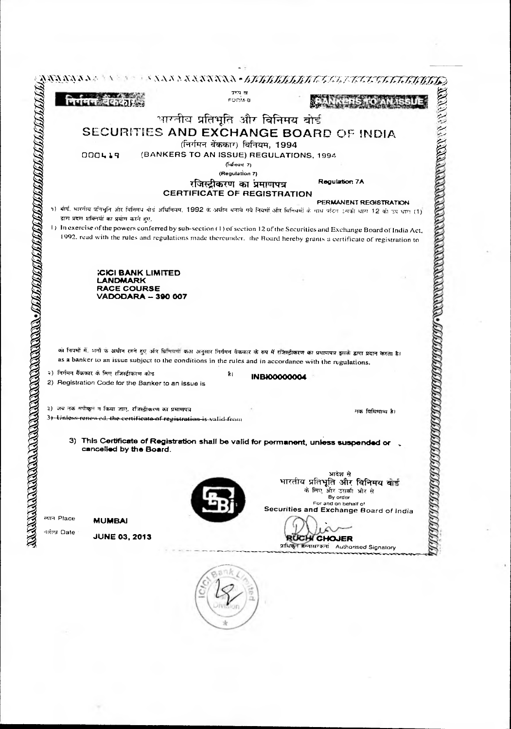निर्गमन बैंककार

प्ररूप ख
FORM-B

BANKERS TO AN ISSUE

# भारतीय प्रतिभूति और विनिमय बोर्ड
# SECURITIES AND EXCHANGE BOARD OF INDIA

(निर्गमन बैंककार) विनियम, 1994

000419 (BANKERS TO AN ISSUE) REGULATIONS, 1994

(विनियम 7)

(Regulation 7)

## रजिस्ट्रीकरण का प्रमाणपत्र
## CERTIFICATE OF REGISTRATION

Regulation 7A

PERMANENT REGISTRATION

१) बोर्ड, भारतीय प्रतिभूति और विनिमय बोर्ड अधिनियम, 1992 के अधीन बनाये गये नियमों और विनियमों के साथ पठित उसकी धारा 12 की उप धारा (1) द्वारा प्रदत्त शक्तियों का प्रयोग करते हुए,

1) In exercise of the powers conferred by sub-section (1) of section 12 of the Securities and Exchange Board of India Act, 1992, read with the rules and regulations made thereunder, the Board hereby grants a certificate of registration to

**ICICI BANK LIMITED**
**LANDMARK**
**RACE COURSE**
**VADODARA – 390 007**

को नियमों में, शर्तों के अधीन रहते हुए और विनियमों के अनुसार निर्गमन बैंककार के रूप में रजिस्ट्रीकरण का प्रमाणपत्र इसके द्वारा प्रदान करता है।

as a banker to an issue subject to the conditions in the rules and in accordance with the regulations.

२) निर्गमन बैंककार के लिए रजिस्ट्रीकरण कोड है। **INBI00000004**

2) Registration Code for the Banker to an issue is

३) जब तक नवीकृत न किया जाए, रजिस्ट्रीकरण का प्रमाणपत्र तक विधिमान्य है।

~~3) Unless renewed, the certificate of registration is valid from~~

**3) This Certificate of Registration shall be valid for permanent, unless suspended or cancelled by the Board.**

आदेश से
भारतीय प्रतिभूति और विनिमय बोर्ड
के लिए और उसकी ओर से
By order
For and on behalf of
Securities and Exchange Board of India

स्थान Place **MUMBAI**

तारीख Date **JUNE 03, 2013**

**RUCHI CHOJER**
प्राधिकृत हस्ताक्षरकर्ता Authorised Signatory